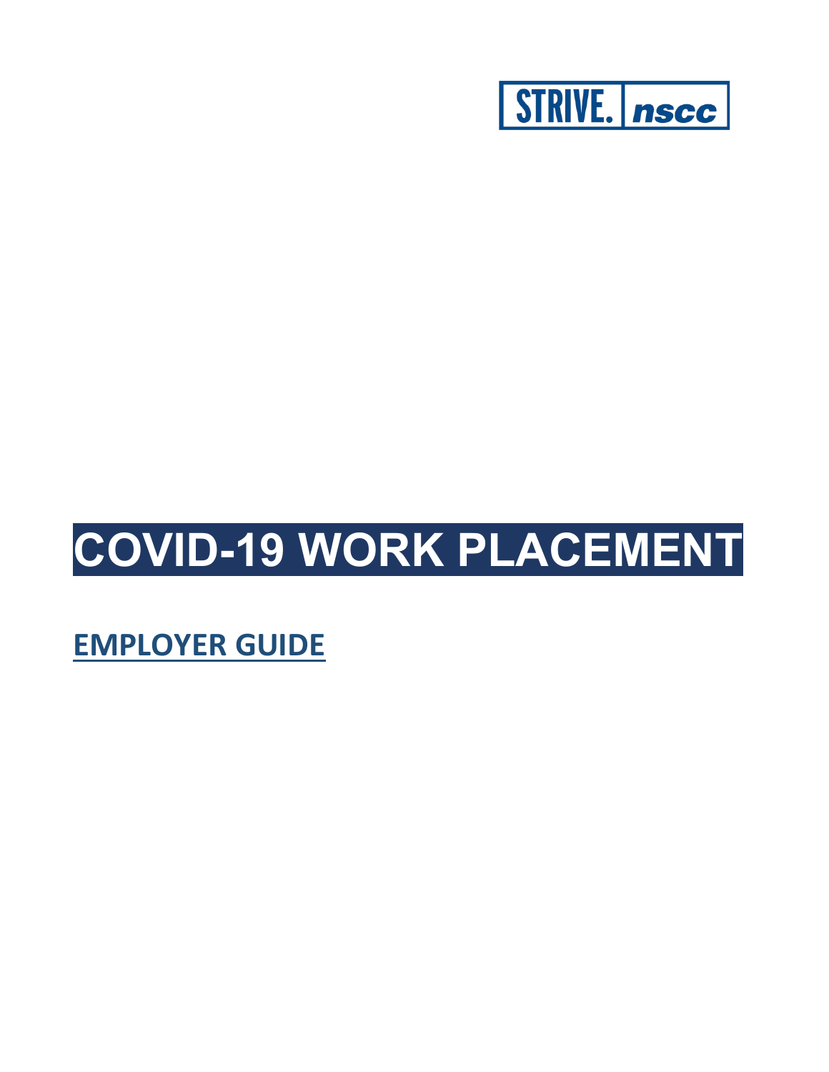STRIVE. nscc

# COVID-19 WORK PLACEMENT

## EMPLOYER GUIDE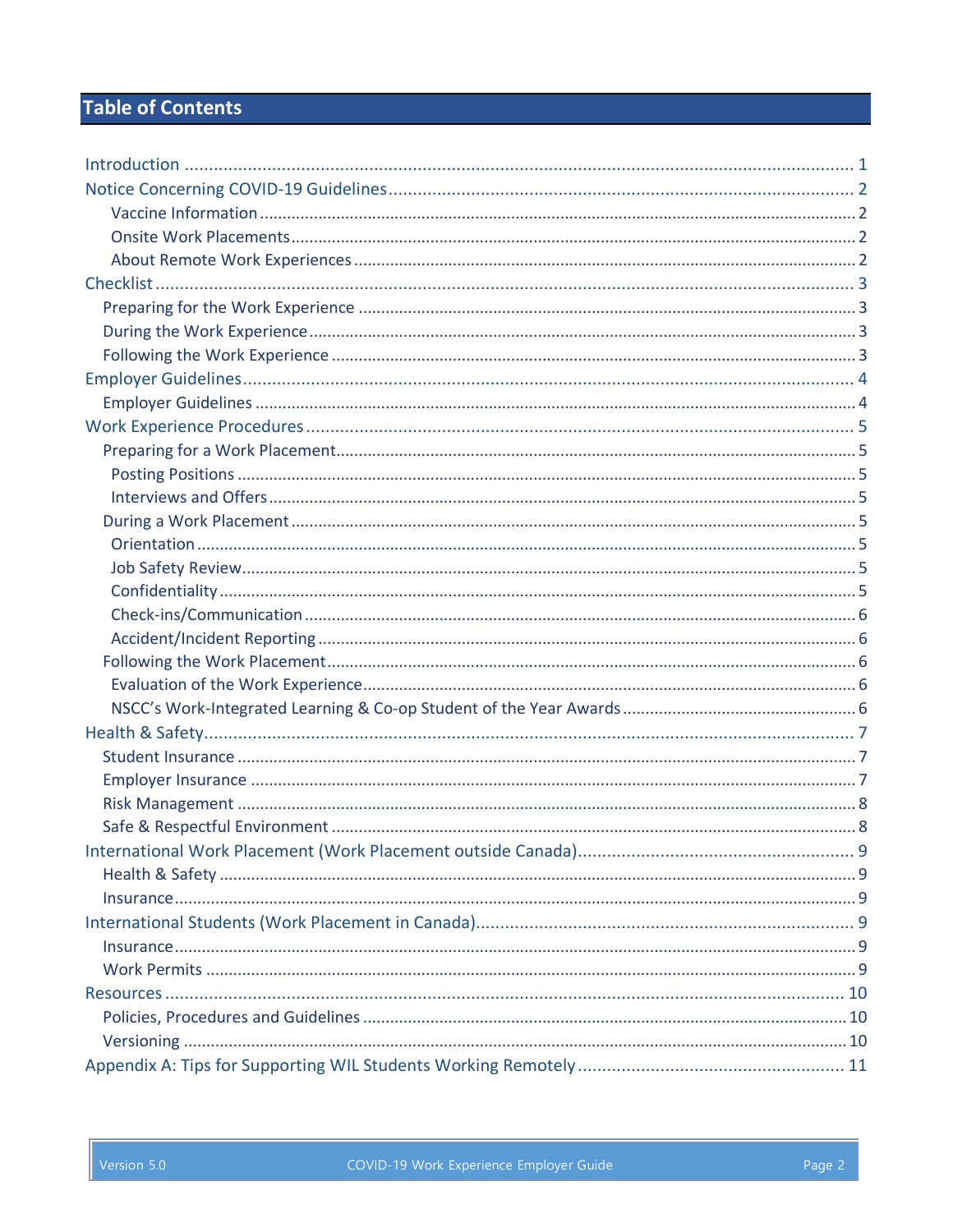## Table of Contents

- Introduction ... 1
- Notice Concerning COVID-19 Guidelines ... 2
  - Vaccine Information ... 2
  - Onsite Work Placements ... 2
  - About Remote Work Experiences ... 2
- Checklist ... 3
  - Preparing for the Work Experience ... 3
  - During the Work Experience ... 3
  - Following the Work Experience ... 3
- Employer Guidelines ... 4
  - Employer Guidelines ... 4
- Work Experience Procedures ... 5
  - Preparing for a Work Placement ... 5
    - Posting Positions ... 5
    - Interviews and Offers ... 5
  - During a Work Placement ... 5
    - Orientation ... 5
    - Job Safety Review ... 5
    - Confidentiality ... 5
    - Check-ins/Communication ... 6
    - Accident/Incident Reporting ... 6
  - Following the Work Placement ... 6
    - Evaluation of the Work Experience ... 6
    - NSCC's Work-Integrated Learning & Co-op Student of the Year Awards ... 6
- Health & Safety ... 7
  - Student Insurance ... 7
  - Employer Insurance ... 7
  - Risk Management ... 8
  - Safe & Respectful Environment ... 8
- International Work Placement (Work Placement outside Canada) ... 9
  - Health & Safety ... 9
  - Insurance ... 9
- International Students (Work Placement in Canada) ... 9
  - Insurance ... 9
  - Work Permits ... 9
- Resources ... 10
  - Policies, Procedures and Guidelines ... 10
  - Versioning ... 10
- Appendix A: Tips for Supporting WIL Students Working Remotely ... 11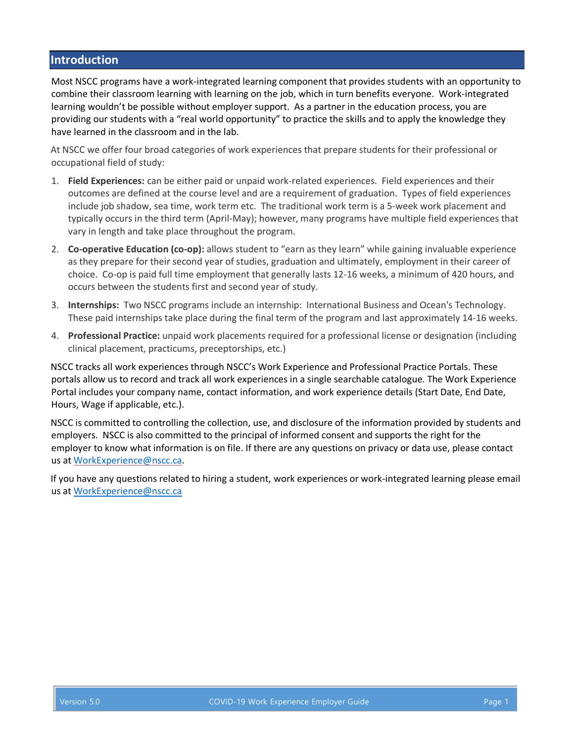## Introduction

Most NSCC programs have a work-integrated learning component that provides students with an opportunity to combine their classroom learning with learning on the job, which in turn benefits everyone. Work-integrated learning wouldn't be possible without employer support. As a partner in the education process, you are providing our students with a "real world opportunity" to practice the skills and to apply the knowledge they have learned in the classroom and in the lab.

At NSCC we offer four broad categories of work experiences that prepare students for their professional or occupational field of study:

1. **Field Experiences:** can be either paid or unpaid work-related experiences. Field experiences and their outcomes are defined at the course level and are a requirement of graduation. Types of field experiences include job shadow, sea time, work term etc. The traditional work term is a 5-week work placement and typically occurs in the third term (April-May); however, many programs have multiple field experiences that vary in length and take place throughout the program.
2. **Co-operative Education (co-op):** allows student to "earn as they learn" while gaining invaluable experience as they prepare for their second year of studies, graduation and ultimately, employment in their career of choice. Co-op is paid full time employment that generally lasts 12-16 weeks, a minimum of 420 hours, and occurs between the students first and second year of study.
3. **Internships:** Two NSCC programs include an internship: International Business and Ocean's Technology. These paid internships take place during the final term of the program and last approximately 14-16 weeks.
4. **Professional Practice:** unpaid work placements required for a professional license or designation (including clinical placement, practicums, preceptorships, etc.)

NSCC tracks all work experiences through NSCC's Work Experience and Professional Practice Portals. These portals allow us to record and track all work experiences in a single searchable catalogue. The Work Experience Portal includes your company name, contact information, and work experience details (Start Date, End Date, Hours, Wage if applicable, etc.).

NSCC is committed to controlling the collection, use, and disclosure of the information provided by students and employers. NSCC is also committed to the principal of informed consent and supports the right for the employer to know what information is on file. If there are any questions on privacy or data use, please contact us at WorkExperience@nscc.ca.

If you have any questions related to hiring a student, work experiences or work-integrated learning please email us at WorkExperience@nscc.ca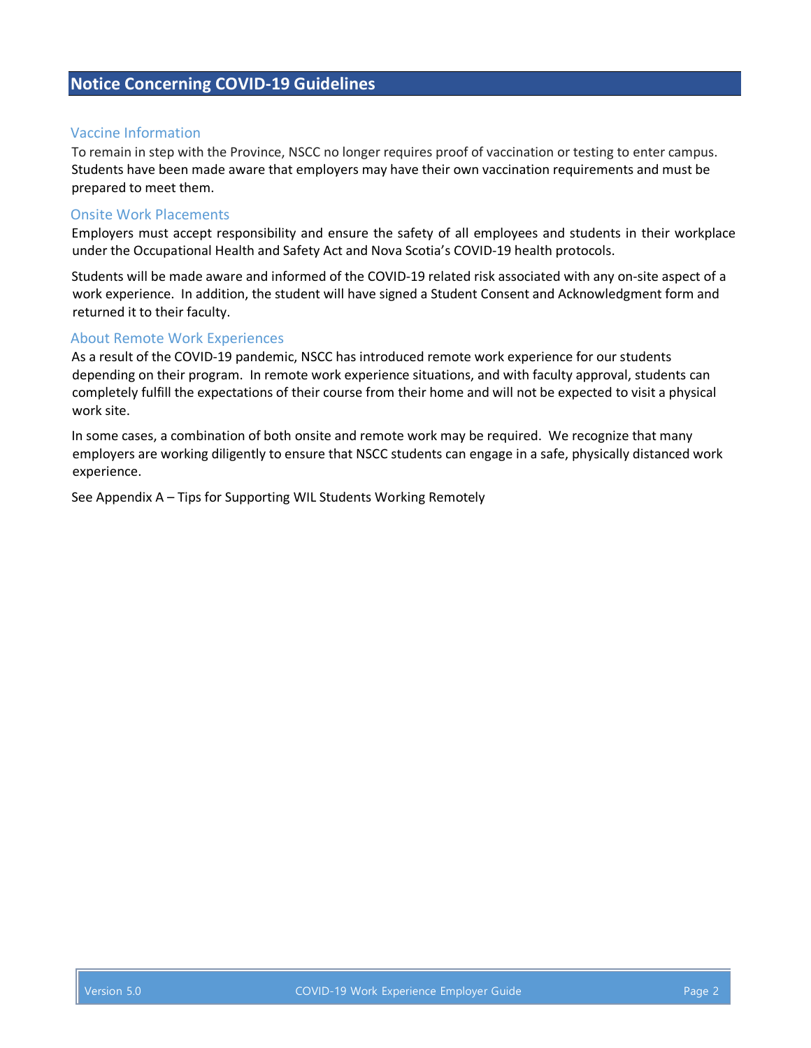## Notice Concerning COVID-19 Guidelines

### Vaccine Information

To remain in step with the Province, NSCC no longer requires proof of vaccination or testing to enter campus. Students have been made aware that employers may have their own vaccination requirements and must be prepared to meet them.

### Onsite Work Placements

Employers must accept responsibility and ensure the safety of all employees and students in their workplace under the Occupational Health and Safety Act and Nova Scotia's COVID-19 health protocols.

Students will be made aware and informed of the COVID-19 related risk associated with any on-site aspect of a work experience. In addition, the student will have signed a Student Consent and Acknowledgment form and returned it to their faculty.

### About Remote Work Experiences

As a result of the COVID-19 pandemic, NSCC has introduced remote work experience for our students depending on their program. In remote work experience situations, and with faculty approval, students can completely fulfill the expectations of their course from their home and will not be expected to visit a physical work site.

In some cases, a combination of both onsite and remote work may be required. We recognize that many employers are working diligently to ensure that NSCC students can engage in a safe, physically distanced work experience.

See Appendix A – Tips for Supporting WIL Students Working Remotely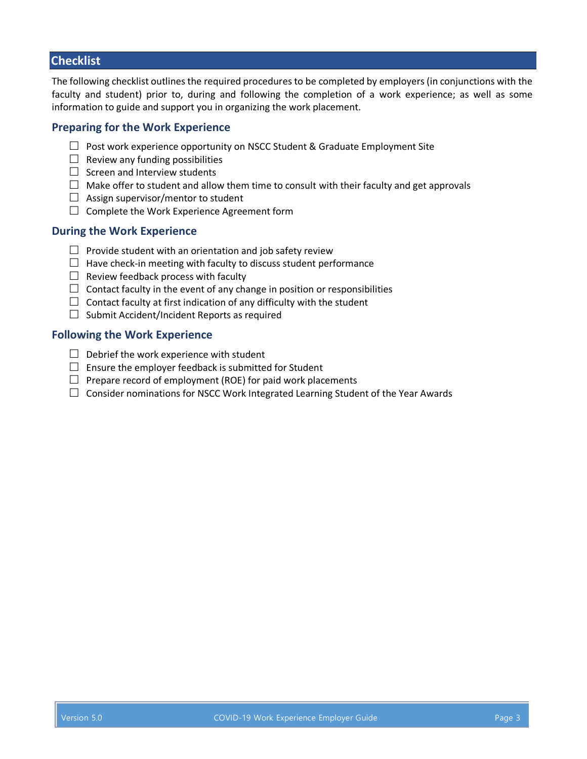## Checklist

The following checklist outlines the required procedures to be completed by employers (in conjunctions with the faculty and student) prior to, during and following the completion of a work experience; as well as some information to guide and support you in organizing the work placement.

### Preparing for the Work Experience

- ☐ Post work experience opportunity on NSCC Student & Graduate Employment Site
- ☐ Review any funding possibilities
- ☐ Screen and Interview students
- ☐ Make offer to student and allow them time to consult with their faculty and get approvals
- ☐ Assign supervisor/mentor to student
- ☐ Complete the Work Experience Agreement form

### During the Work Experience

- ☐ Provide student with an orientation and job safety review
- ☐ Have check-in meeting with faculty to discuss student performance
- ☐ Review feedback process with faculty
- ☐ Contact faculty in the event of any change in position or responsibilities
- ☐ Contact faculty at first indication of any difficulty with the student
- ☐ Submit Accident/Incident Reports as required

### Following the Work Experience

- ☐ Debrief the work experience with student
- ☐ Ensure the employer feedback is submitted for Student
- ☐ Prepare record of employment (ROE) for paid work placements
- ☐ Consider nominations for NSCC Work Integrated Learning Student of the Year Awards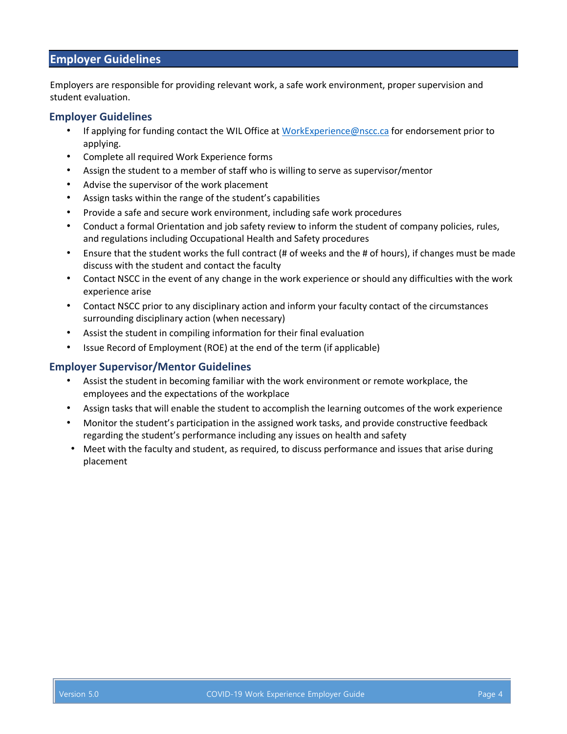## Employer Guidelines

Employers are responsible for providing relevant work, a safe work environment, proper supervision and student evaluation.

### Employer Guidelines

- If applying for funding contact the WIL Office at WorkExperience@nscc.ca for endorsement prior to applying.
- Complete all required Work Experience forms
- Assign the student to a member of staff who is willing to serve as supervisor/mentor
- Advise the supervisor of the work placement
- Assign tasks within the range of the student's capabilities
- Provide a safe and secure work environment, including safe work procedures
- Conduct a formal Orientation and job safety review to inform the student of company policies, rules, and regulations including Occupational Health and Safety procedures
- Ensure that the student works the full contract (# of weeks and the # of hours), if changes must be made discuss with the student and contact the faculty
- Contact NSCC in the event of any change in the work experience or should any difficulties with the work experience arise
- Contact NSCC prior to any disciplinary action and inform your faculty contact of the circumstances surrounding disciplinary action (when necessary)
- Assist the student in compiling information for their final evaluation
- Issue Record of Employment (ROE) at the end of the term (if applicable)

### Employer Supervisor/Mentor Guidelines

- Assist the student in becoming familiar with the work environment or remote workplace, the employees and the expectations of the workplace
- Assign tasks that will enable the student to accomplish the learning outcomes of the work experience
- Monitor the student's participation in the assigned work tasks, and provide constructive feedback regarding the student's performance including any issues on health and safety
- Meet with the faculty and student, as required, to discuss performance and issues that arise during placement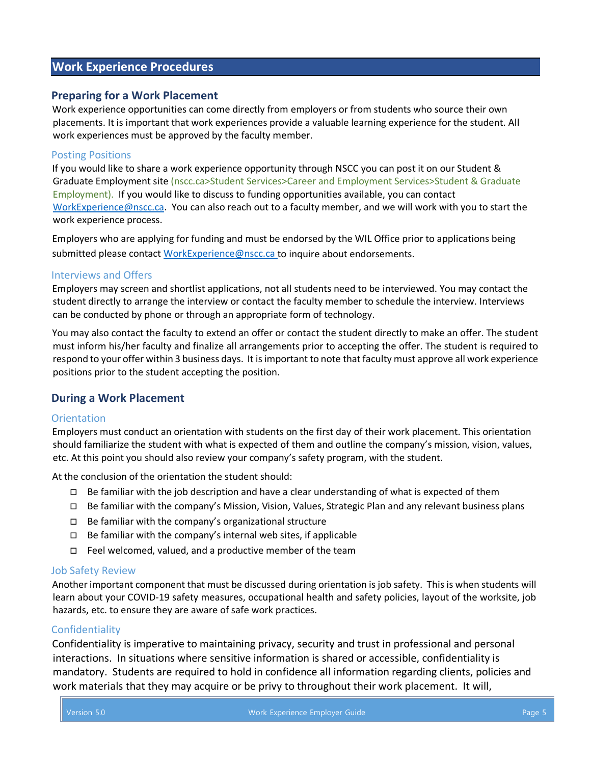## Work Experience Procedures

### Preparing for a Work Placement

Work experience opportunities can come directly from employers or from students who source their own placements. It is important that work experiences provide a valuable learning experience for the student. All work experiences must be approved by the faculty member.

#### Posting Positions

If you would like to share a work experience opportunity through NSCC you can post it on our Student & Graduate Employment site (nscc.ca>Student Services>Career and Employment Services>Student & Graduate Employment). If you would like to discuss to funding opportunities available, you can contact WorkExperience@nscc.ca. You can also reach out to a faculty member, and we will work with you to start the work experience process.

Employers who are applying for funding and must be endorsed by the WIL Office prior to applications being submitted please contact WorkExperience@nscc.ca to inquire about endorsements.

#### Interviews and Offers

Employers may screen and shortlist applications, not all students need to be interviewed. You may contact the student directly to arrange the interview or contact the faculty member to schedule the interview. Interviews can be conducted by phone or through an appropriate form of technology.

You may also contact the faculty to extend an offer or contact the student directly to make an offer. The student must inform his/her faculty and finalize all arrangements prior to accepting the offer. The student is required to respond to your offer within 3 business days. It is important to note that faculty must approve all work experience positions prior to the student accepting the position.

### During a Work Placement

#### Orientation

Employers must conduct an orientation with students on the first day of their work placement. This orientation should familiarize the student with what is expected of them and outline the company's mission, vision, values, etc. At this point you should also review your company's safety program, with the student.

At the conclusion of the orientation the student should:

- ☐ Be familiar with the job description and have a clear understanding of what is expected of them
- ☐ Be familiar with the company's Mission, Vision, Values, Strategic Plan and any relevant business plans
- ☐ Be familiar with the company's organizational structure
- ☐ Be familiar with the company's internal web sites, if applicable
- ☐ Feel welcomed, valued, and a productive member of the team

#### Job Safety Review

Another important component that must be discussed during orientation is job safety. This is when students will learn about your COVID-19 safety measures, occupational health and safety policies, layout of the worksite, job hazards, etc. to ensure they are aware of safe work practices.

#### Confidentiality

Confidentiality is imperative to maintaining privacy, security and trust in professional and personal interactions. In situations where sensitive information is shared or accessible, confidentiality is mandatory. Students are required to hold in confidence all information regarding clients, policies and work materials that they may acquire or be privy to throughout their work placement. It will,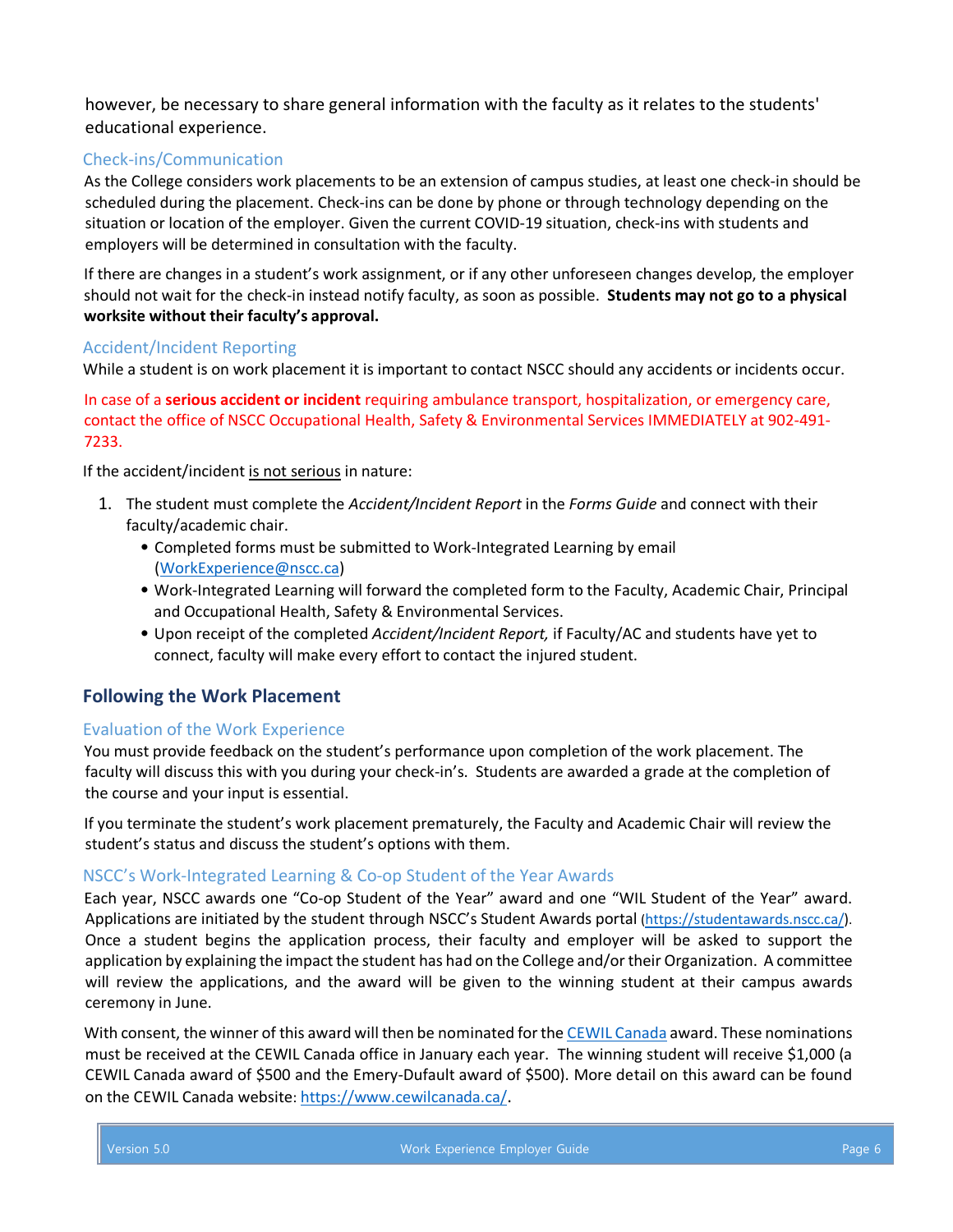however, be necessary to share general information with the faculty as it relates to the students' educational experience.

### Check-ins/Communication

As the College considers work placements to be an extension of campus studies, at least one check-in should be scheduled during the placement. Check-ins can be done by phone or through technology depending on the situation or location of the employer. Given the current COVID-19 situation, check-ins with students and employers will be determined in consultation with the faculty.

If there are changes in a student's work assignment, or if any other unforeseen changes develop, the employer should not wait for the check-in instead notify faculty, as soon as possible. **Students may not go to a physical worksite without their faculty's approval.**

### Accident/Incident Reporting

While a student is on work placement it is important to contact NSCC should any accidents or incidents occur.

In case of a **serious accident or incident** requiring ambulance transport, hospitalization, or emergency care, contact the office of NSCC Occupational Health, Safety & Environmental Services IMMEDIATELY at 902-491-7233.

If the accident/incident is not serious in nature:

1. The student must complete the *Accident/Incident Report* in the *Forms Guide* and connect with their faculty/academic chair.
   - Completed forms must be submitted to Work-Integrated Learning by email (WorkExperience@nscc.ca)
   - Work-Integrated Learning will forward the completed form to the Faculty, Academic Chair, Principal and Occupational Health, Safety & Environmental Services.
   - Upon receipt of the completed *Accident/Incident Report,* if Faculty/AC and students have yet to connect, faculty will make every effort to contact the injured student.

## Following the Work Placement

### Evaluation of the Work Experience

You must provide feedback on the student's performance upon completion of the work placement. The faculty will discuss this with you during your check-in's. Students are awarded a grade at the completion of the course and your input is essential.

If you terminate the student's work placement prematurely, the Faculty and Academic Chair will review the student's status and discuss the student's options with them.

### NSCC's Work-Integrated Learning & Co-op Student of the Year Awards

Each year, NSCC awards one "Co-op Student of the Year" award and one "WIL Student of the Year" award. Applications are initiated by the student through NSCC's Student Awards portal (https://studentawards.nscc.ca/). Once a student begins the application process, their faculty and employer will be asked to support the application by explaining the impact the student has had on the College and/or their Organization. A committee will review the applications, and the award will be given to the winning student at their campus awards ceremony in June.

With consent, the winner of this award will then be nominated for the CEWIL Canada award. These nominations must be received at the CEWIL Canada office in January each year. The winning student will receive $1,000 (a CEWIL Canada award of $500 and the Emery-Dufault award of $500). More detail on this award can be found on the CEWIL Canada website: https://www.cewilcanada.ca/.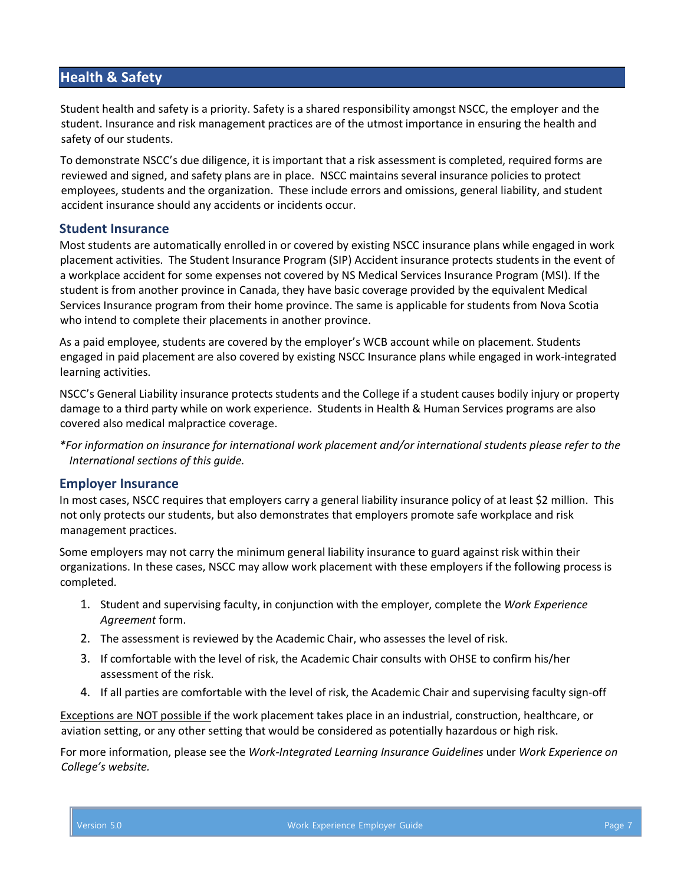## Health & Safety

Student health and safety is a priority. Safety is a shared responsibility amongst NSCC, the employer and the student. Insurance and risk management practices are of the utmost importance in ensuring the health and safety of our students.

To demonstrate NSCC's due diligence, it is important that a risk assessment is completed, required forms are reviewed and signed, and safety plans are in place. NSCC maintains several insurance policies to protect employees, students and the organization. These include errors and omissions, general liability, and student accident insurance should any accidents or incidents occur.

### Student Insurance

Most students are automatically enrolled in or covered by existing NSCC insurance plans while engaged in work placement activities. The Student Insurance Program (SIP) Accident insurance protects students in the event of a workplace accident for some expenses not covered by NS Medical Services Insurance Program (MSI). If the student is from another province in Canada, they have basic coverage provided by the equivalent Medical Services Insurance program from their home province. The same is applicable for students from Nova Scotia who intend to complete their placements in another province.

As a paid employee, students are covered by the employer's WCB account while on placement. Students engaged in paid placement are also covered by existing NSCC Insurance plans while engaged in work-integrated learning activities.

NSCC's General Liability insurance protects students and the College if a student causes bodily injury or property damage to a third party while on work experience. Students in Health & Human Services programs are also covered also medical malpractice coverage.

*\*For information on insurance for international work placement and/or international students please refer to the International sections of this guide.*

### Employer Insurance

In most cases, NSCC requires that employers carry a general liability insurance policy of at least $2 million. This not only protects our students, but also demonstrates that employers promote safe workplace and risk management practices.

Some employers may not carry the minimum general liability insurance to guard against risk within their organizations. In these cases, NSCC may allow work placement with these employers if the following process is completed.

1. Student and supervising faculty, in conjunction with the employer, complete the *Work Experience Agreement* form.
2. The assessment is reviewed by the Academic Chair, who assesses the level of risk.
3. If comfortable with the level of risk, the Academic Chair consults with OHSE to confirm his/her assessment of the risk.
4. If all parties are comfortable with the level of risk, the Academic Chair and supervising faculty sign-off

<u>Exceptions are NOT possible if</u> the work placement takes place in an industrial, construction, healthcare, or aviation setting, or any other setting that would be considered as potentially hazardous or high risk.

For more information, please see the *Work-Integrated Learning Insurance Guidelines* under *Work Experience on College's website.*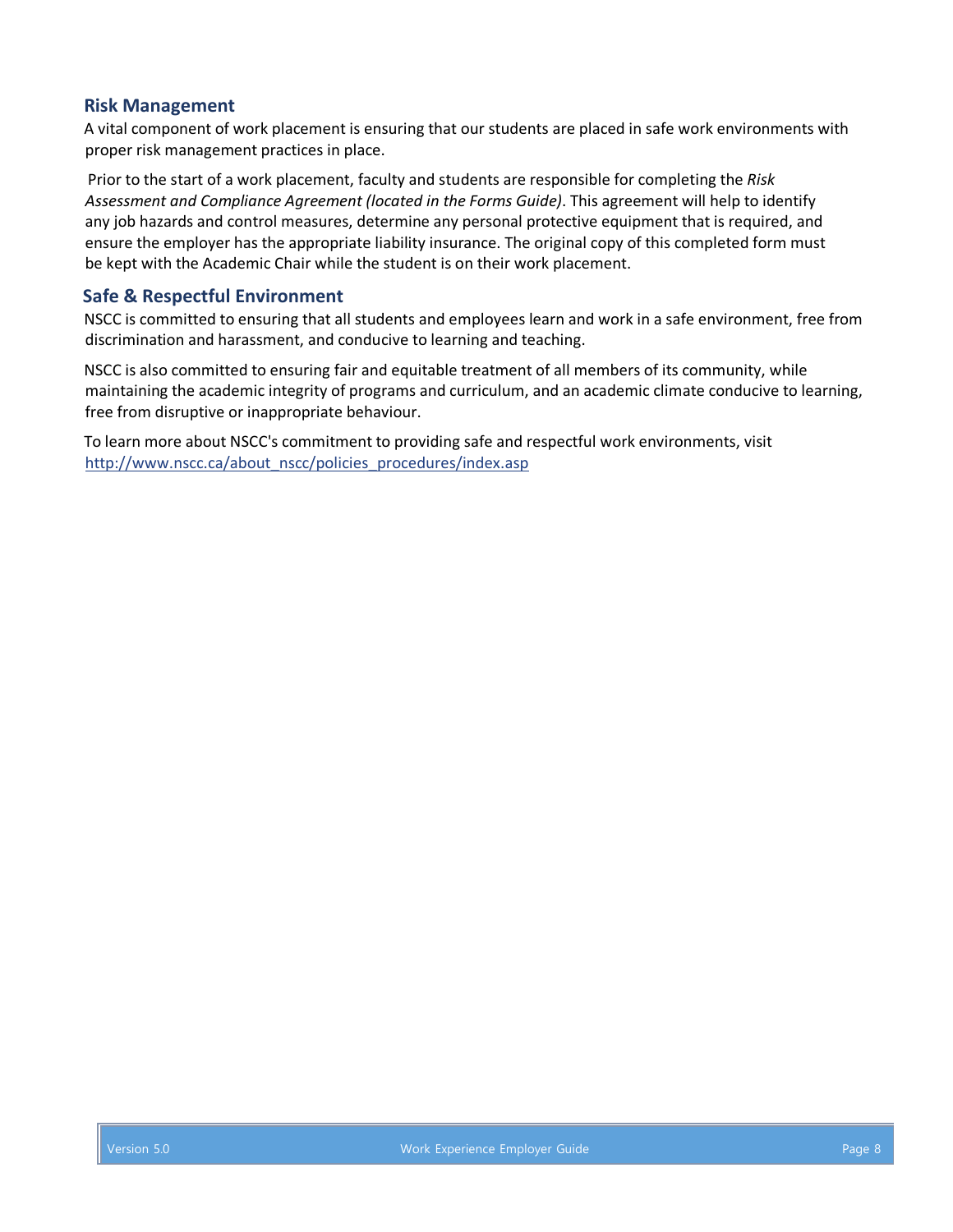## Risk Management

A vital component of work placement is ensuring that our students are placed in safe work environments with proper risk management practices in place.

Prior to the start of a work placement, faculty and students are responsible for completing the *Risk Assessment and Compliance Agreement (located in the Forms Guide)*. This agreement will help to identify any job hazards and control measures, determine any personal protective equipment that is required, and ensure the employer has the appropriate liability insurance. The original copy of this completed form must be kept with the Academic Chair while the student is on their work placement.

## Safe & Respectful Environment

NSCC is committed to ensuring that all students and employees learn and work in a safe environment, free from discrimination and harassment, and conducive to learning and teaching.

NSCC is also committed to ensuring fair and equitable treatment of all members of its community, while maintaining the academic integrity of programs and curriculum, and an academic climate conducive to learning, free from disruptive or inappropriate behaviour.

To learn more about NSCC's commitment to providing safe and respectful work environments, visit [http://www.nscc.ca/about_nscc/policies_procedures/index.asp](http://www.nscc.ca/about_nscc/policies_procedures/index.asp)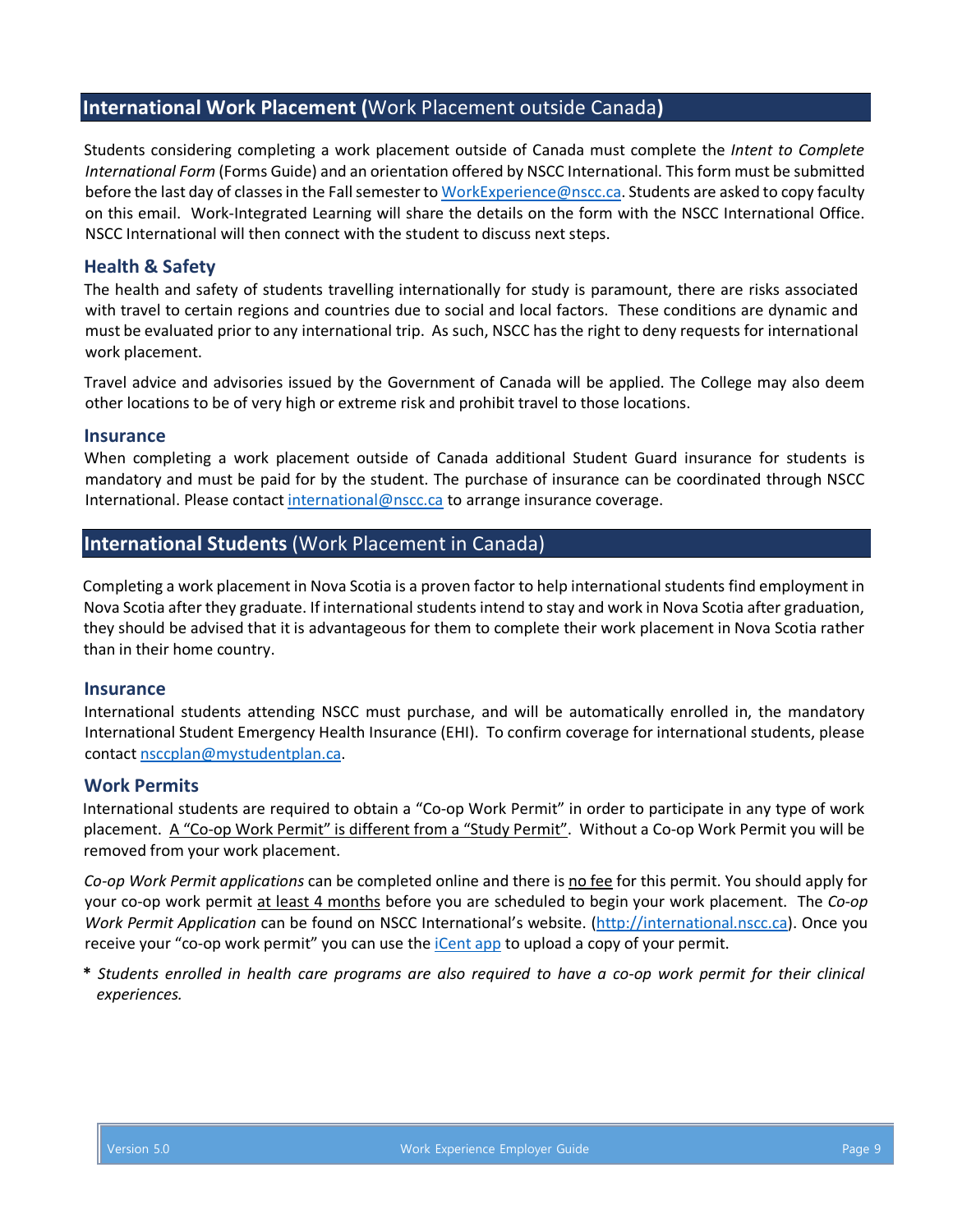## **International Work Placement (**Work Placement outside Canada**)**

Students considering completing a work placement outside of Canada must complete the *Intent to Complete International Form* (Forms Guide) and an orientation offered by NSCC International. This form must be submitted before the last day of classes in the Fall semester to WorkExperience@nscc.ca. Students are asked to copy faculty on this email. Work-Integrated Learning will share the details on the form with the NSCC International Office. NSCC International will then connect with the student to discuss next steps.

### Health & Safety

The health and safety of students travelling internationally for study is paramount, there are risks associated with travel to certain regions and countries due to social and local factors. These conditions are dynamic and must be evaluated prior to any international trip. As such, NSCC has the right to deny requests for international work placement.

Travel advice and advisories issued by the Government of Canada will be applied. The College may also deem other locations to be of very high or extreme risk and prohibit travel to those locations.

### Insurance

When completing a work placement outside of Canada additional Student Guard insurance for students is mandatory and must be paid for by the student. The purchase of insurance can be coordinated through NSCC International. Please contact international@nscc.ca to arrange insurance coverage.

## **International Students** (Work Placement in Canada)

Completing a work placement in Nova Scotia is a proven factor to help international students find employment in Nova Scotia after they graduate. If international students intend to stay and work in Nova Scotia after graduation, they should be advised that it is advantageous for them to complete their work placement in Nova Scotia rather than in their home country.

### Insurance

International students attending NSCC must purchase, and will be automatically enrolled in, the mandatory International Student Emergency Health Insurance (EHI). To confirm coverage for international students, please contact nsccplan@mystudentplan.ca.

### Work Permits

International students are required to obtain a "Co-op Work Permit" in order to participate in any type of work placement. A "Co-op Work Permit" is different from a "Study Permit". Without a Co-op Work Permit you will be removed from your work placement.

*Co-op Work Permit applications* can be completed online and there is no fee for this permit. You should apply for your co-op work permit at least 4 months before you are scheduled to begin your work placement. The *Co-op Work Permit Application* can be found on NSCC International's website. (http://international.nscc.ca). Once you receive your "co-op work permit" you can use the iCent app to upload a copy of your permit.

**\*** *Students enrolled in health care programs are also required to have a co-op work permit for their clinical experiences.*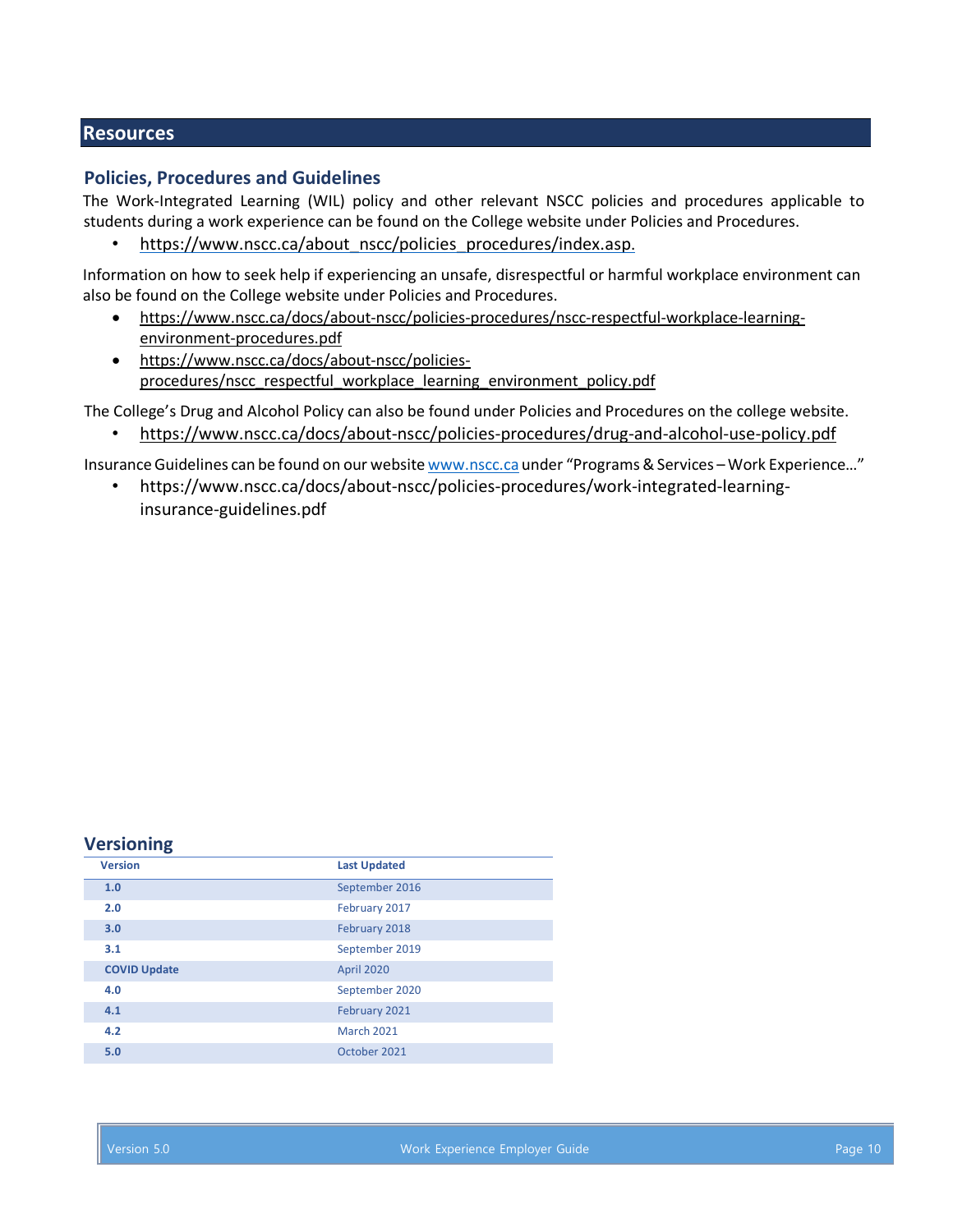## Resources

### Policies, Procedures and Guidelines

The Work-Integrated Learning (WIL) policy and other relevant NSCC policies and procedures applicable to students during a work experience can be found on the College website under Policies and Procedures.

- https://www.nscc.ca/about_nscc/policies_procedures/index.asp.

Information on how to seek help if experiencing an unsafe, disrespectful or harmful workplace environment can also be found on the College website under Policies and Procedures.

- https://www.nscc.ca/docs/about-nscc/policies-procedures/nscc-respectful-workplace-learning-environment-procedures.pdf
- https://www.nscc.ca/docs/about-nscc/policies-procedures/nscc_respectful_workplace_learning_environment_policy.pdf

The College's Drug and Alcohol Policy can also be found under Policies and Procedures on the college website.

- https://www.nscc.ca/docs/about-nscc/policies-procedures/drug-and-alcohol-use-policy.pdf

Insurance Guidelines can be found on our website www.nscc.ca under "Programs & Services – Work Experience…"

- https://www.nscc.ca/docs/about-nscc/policies-procedures/work-integrated-learning-insurance-guidelines.pdf

### Versioning

| Version | Last Updated |
|---|---|
| **1.0** | September 2016 |
| **2.0** | February 2017 |
| **3.0** | February 2018 |
| **3.1** | September 2019 |
| **COVID Update** | April 2020 |
| **4.0** | September 2020 |
| **4.1** | February 2021 |
| **4.2** | March 2021 |
| **5.0** | October 2021 |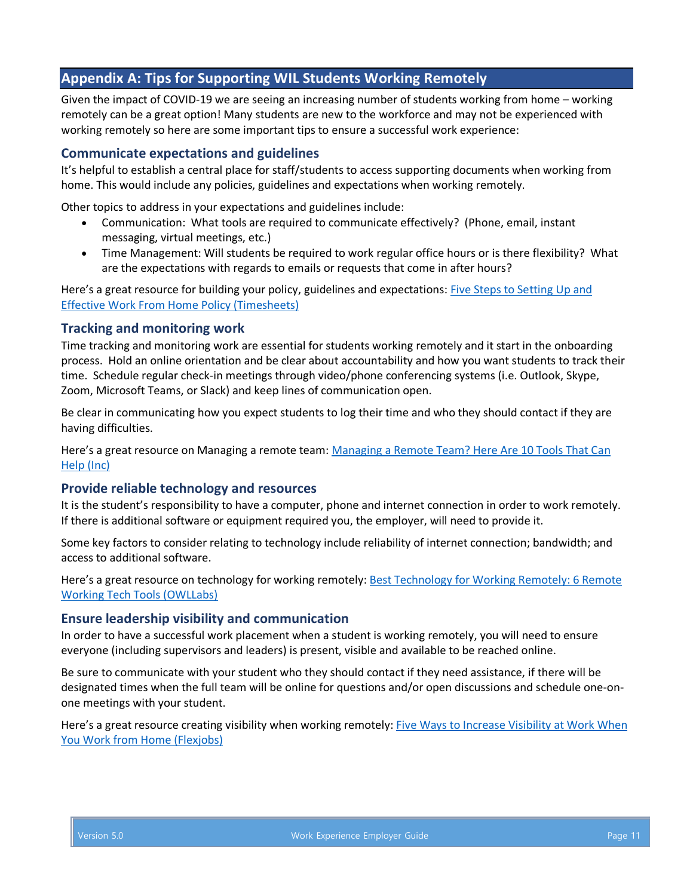## Appendix A: Tips for Supporting WIL Students Working Remotely

Given the impact of COVID-19 we are seeing an increasing number of students working from home – working remotely can be a great option! Many students are new to the workforce and may not be experienced with working remotely so here are some important tips to ensure a successful work experience:

### Communicate expectations and guidelines

It's helpful to establish a central place for staff/students to access supporting documents when working from home. This would include any policies, guidelines and expectations when working remotely.

Other topics to address in your expectations and guidelines include:

- Communication: What tools are required to communicate effectively? (Phone, email, instant messaging, virtual meetings, etc.)
- Time Management: Will students be required to work regular office hours or is there flexibility? What are the expectations with regards to emails or requests that come in after hours?

Here's a great resource for building your policy, guidelines and expectations: Five Steps to Setting Up and Effective Work From Home Policy (Timesheets)

### Tracking and monitoring work

Time tracking and monitoring work are essential for students working remotely and it start in the onboarding process. Hold an online orientation and be clear about accountability and how you want students to track their time. Schedule regular check-in meetings through video/phone conferencing systems (i.e. Outlook, Skype, Zoom, Microsoft Teams, or Slack) and keep lines of communication open.

Be clear in communicating how you expect students to log their time and who they should contact if they are having difficulties.

Here's a great resource on Managing a remote team: Managing a Remote Team? Here Are 10 Tools That Can Help (Inc)

### Provide reliable technology and resources

It is the student's responsibility to have a computer, phone and internet connection in order to work remotely. If there is additional software or equipment required you, the employer, will need to provide it.

Some key factors to consider relating to technology include reliability of internet connection; bandwidth; and access to additional software.

Here's a great resource on technology for working remotely: Best Technology for Working Remotely: 6 Remote Working Tech Tools (OWLLabs)

### Ensure leadership visibility and communication

In order to have a successful work placement when a student is working remotely, you will need to ensure everyone (including supervisors and leaders) is present, visible and available to be reached online.

Be sure to communicate with your student who they should contact if they need assistance, if there will be designated times when the full team will be online for questions and/or open discussions and schedule one-on-one meetings with your student.

Here's a great resource creating visibility when working remotely: Five Ways to Increase Visibility at Work When You Work from Home (Flexjobs)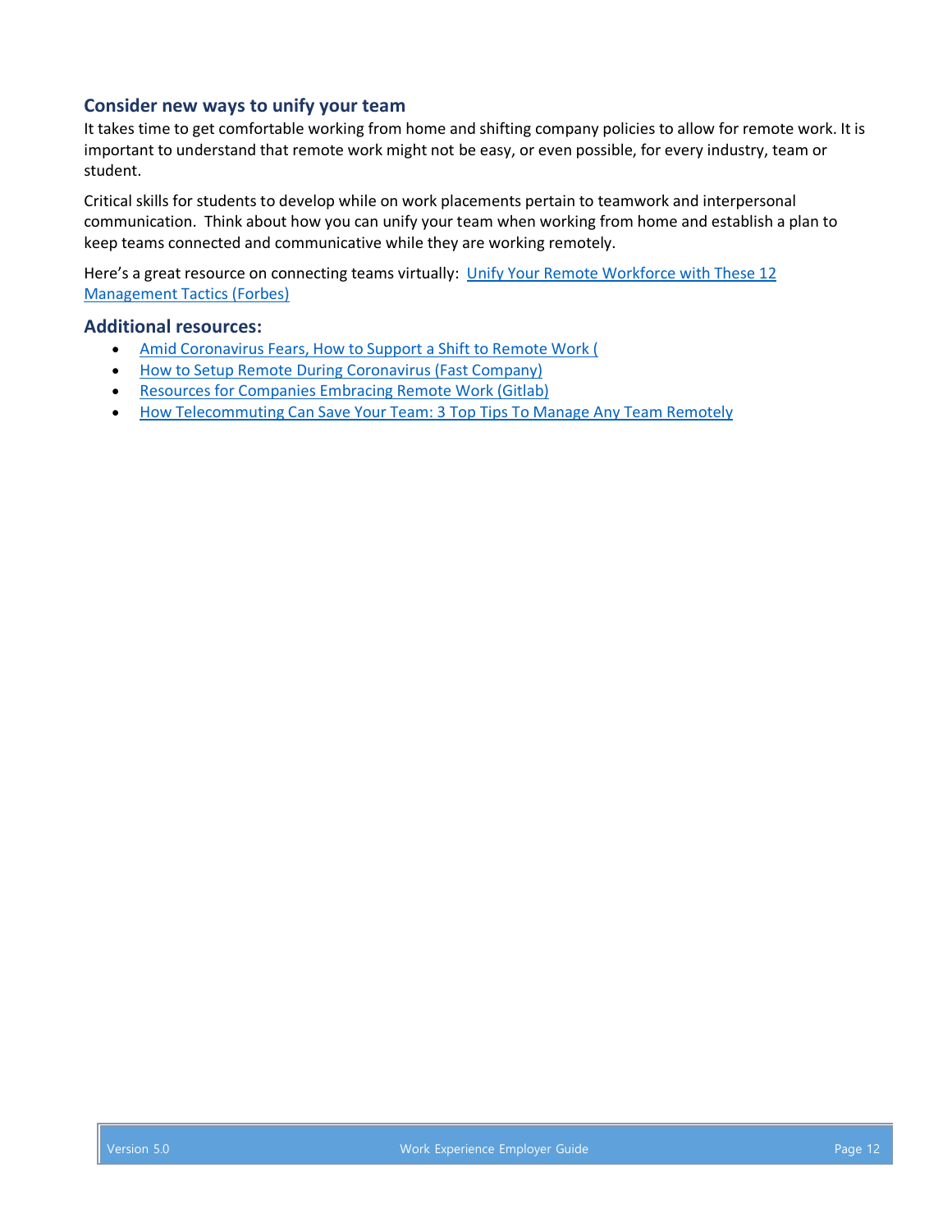### Consider new ways to unify your team

It takes time to get comfortable working from home and shifting company policies to allow for remote work. It is important to understand that remote work might not be easy, or even possible, for every industry, team or student.

Critical skills for students to develop while on work placements pertain to teamwork and interpersonal communication. Think about how you can unify your team when working from home and establish a plan to keep teams connected and communicative while they are working remotely.

Here's a great resource on connecting teams virtually: [Unify Your Remote Workforce with These 12 Management Tactics (Forbes)]

### Additional resources:

- [Amid Coronavirus Fears, How to Support a Shift to Remote Work (]
- [How to Setup Remote During Coronavirus (Fast Company)]
- [Resources for Companies Embracing Remote Work (Gitlab)]
- [How Telecommuting Can Save Your Team: 3 Top Tips To Manage Any Team Remotely]